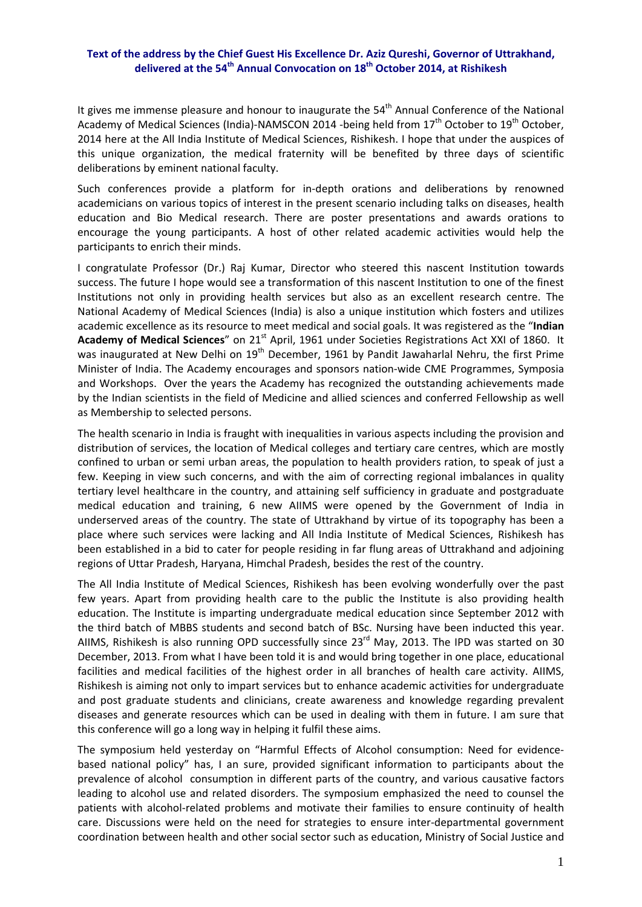**Text of the address by the Chief Guest His Excellence Dr. Aziz Qureshi, Governor of Uttrakhand, delivered at the 54th Annual Convocation on 18th October 2014, at Rishikesh**

It gives me immense pleasure and honour to inaugurate the 54th Annual Conference of the National Academy of Medical Sciences (India)-NAMSCON 2014 -being held from 17th October to 19th October, 2014 here at the All India Institute of Medical Sciences, Rishikesh. I hope that under the auspices of this unique organization, the medical fraternity will be benefited by three days of scientific deliberations by eminent national faculty.

Such conferences provide a platform for in-depth orations and deliberations by renowned academicians on various topics of interest in the present scenario including talks on diseases, health education and Bio Medical research. There are poster presentations and awards orations to encourage the young participants. A host of other related academic activities would help the participants to enrich their minds.

I congratulate Professor (Dr.) Raj Kumar, Director who steered this nascent Institution towards success. The future I hope would see a transformation of this nascent Institution to one of the finest Institutions not only in providing health services but also as an excellent research centre. The National Academy of Medical Sciences (India) is also a unique institution which fosters and utilizes academic excellence as its resource to meet medical and social goals. It was registered as the "**Indian Academy of Medical Sciences**" on 21st April, 1961 under Societies Registrations Act XXI of 1860. It was inaugurated at New Delhi on 19th December, 1961 by Pandit Jawaharlal Nehru, the first Prime Minister of India. The Academy encourages and sponsors nation-wide CME Programmes, Symposia and Workshops. Over the years the Academy has recognized the outstanding achievements made by the Indian scientists in the field of Medicine and allied sciences and conferred Fellowship as well as Membership to selected persons.

The health scenario in India is fraught with inequalities in various aspects including the provision and distribution of services, the location of Medical colleges and tertiary care centres, which are mostly confined to urban or semi urban areas, the population to health providers ration, to speak of just a few. Keeping in view such concerns, and with the aim of correcting regional imbalances in quality tertiary level healthcare in the country, and attaining self sufficiency in graduate and postgraduate medical education and training, 6 new AIIMS were opened by the Government of India in underserved areas of the country. The state of Uttrakhand by virtue of its topography has been a place where such services were lacking and All India Institute of Medical Sciences, Rishikesh has been established in a bid to cater for people residing in far flung areas of Uttrakhand and adjoining regions of Uttar Pradesh, Haryana, Himchal Pradesh, besides the rest of the country.

The All India Institute of Medical Sciences, Rishikesh has been evolving wonderfully over the past few years. Apart from providing health care to the public the Institute is also providing health education. The Institute is imparting undergraduate medical education since September 2012 with the third batch of MBBS students and second batch of BSc. Nursing have been inducted this year. AIIMS, Rishikesh is also running OPD successfully since 23rd May, 2013. The IPD was started on 30 December, 2013. From what I have been told it is and would bring together in one place, educational facilities and medical facilities of the highest order in all branches of health care activity. AIIMS, Rishikesh is aiming not only to impart services but to enhance academic activities for undergraduate and post graduate students and clinicians, create awareness and knowledge regarding prevalent diseases and generate resources which can be used in dealing with them in future. I am sure that this conference will go a long way in helping it fulfil these aims.

The symposium held yesterday on "Harmful Effects of Alcohol consumption: Need for evidence-based national policy" has, I an sure, provided significant information to participants about the prevalence of alcohol consumption in different parts of the country, and various causative factors leading to alcohol use and related disorders. The symposium emphasized the need to counsel the patients with alcohol-related problems and motivate their families to ensure continuity of health care. Discussions were held on the need for strategies to ensure inter-departmental government coordination between health and other social sector such as education, Ministry of Social Justice and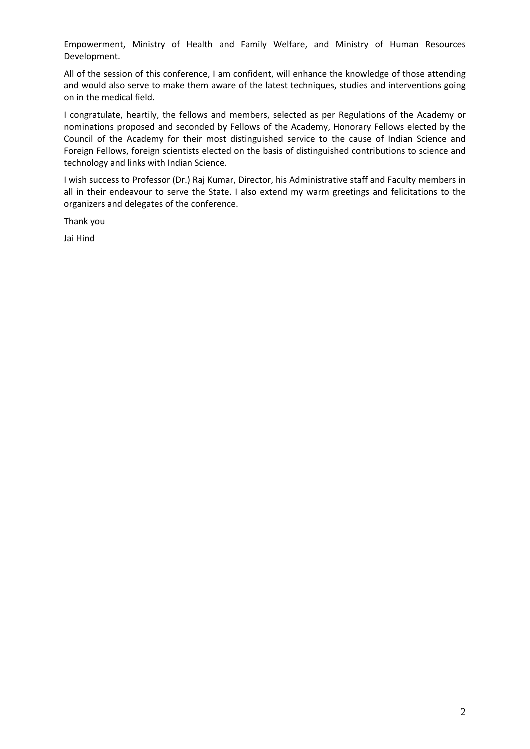Empowerment, Ministry of Health and Family Welfare, and Ministry of Human Resources Development.

All of the session of this conference, I am confident, will enhance the knowledge of those attending and would also serve to make them aware of the latest techniques, studies and interventions going on in the medical field.

I congratulate, heartily, the fellows and members, selected as per Regulations of the Academy or nominations proposed and seconded by Fellows of the Academy, Honorary Fellows elected by the Council of the Academy for their most distinguished service to the cause of Indian Science and Foreign Fellows, foreign scientists elected on the basis of distinguished contributions to science and technology and links with Indian Science.

I wish success to Professor (Dr.) Raj Kumar, Director, his Administrative staff and Faculty members in all in their endeavour to serve the State. I also extend my warm greetings and felicitations to the organizers and delegates of the conference.

Thank you

Jai Hind